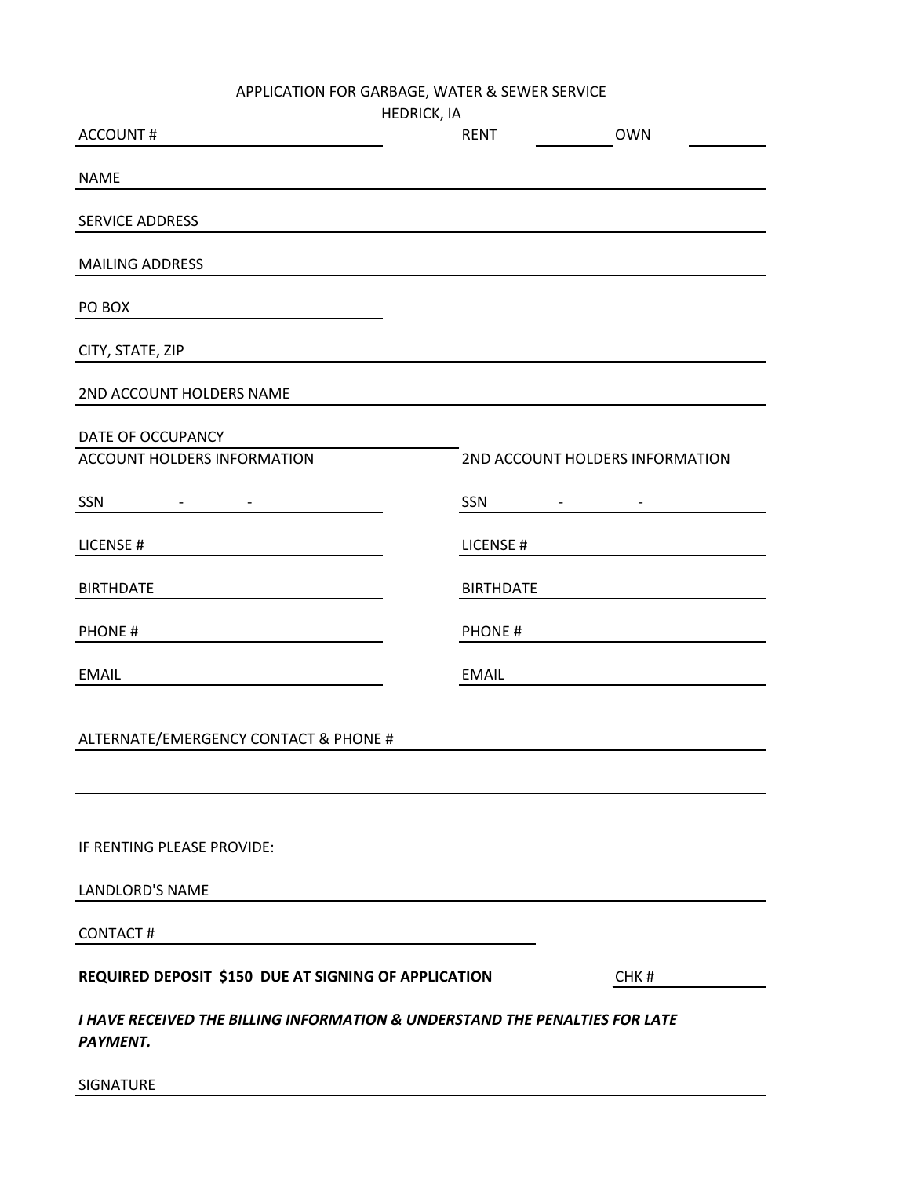# APPLICATION FOR GARBAGE, WATER & SEWER SERVICE

HEDRICK, IA

ACCOUNT # ____________________ RENT __________ OWN __________

NAME ________________________________________________

SERVICE ADDRESS ________________________________________________

MAILING ADDRESS ________________________________________________

PO BOX ____________________

CITY, STATE, ZIP ________________________________________________

2ND ACCOUNT HOLDERS NAME ________________________________________________

DATE OF OCCUPANCY ____________________

| ACCOUNT HOLDERS INFORMATION | 2ND ACCOUNT HOLDERS INFORMATION |
| --- | --- |
| SSN - - | SSN - - |
| LICENSE # | LICENSE # |
| BIRTHDATE | BIRTHDATE |
| PHONE # | PHONE # |
| EMAIL | EMAIL |

ALTERNATE/EMERGENCY CONTACT & PHONE # ________________________________________________

________________________________________________

IF RENTING PLEASE PROVIDE:

LANDLORD'S NAME ________________________________________________

CONTACT # ____________________

**REQUIRED DEPOSIT $150 DUE AT SIGNING OF APPLICATION** CHK # __________

***I HAVE RECEIVED THE BILLING INFORMATION & UNDERSTAND THE PENALTIES FOR LATE PAYMENT.***

SIGNATURE ________________________________________________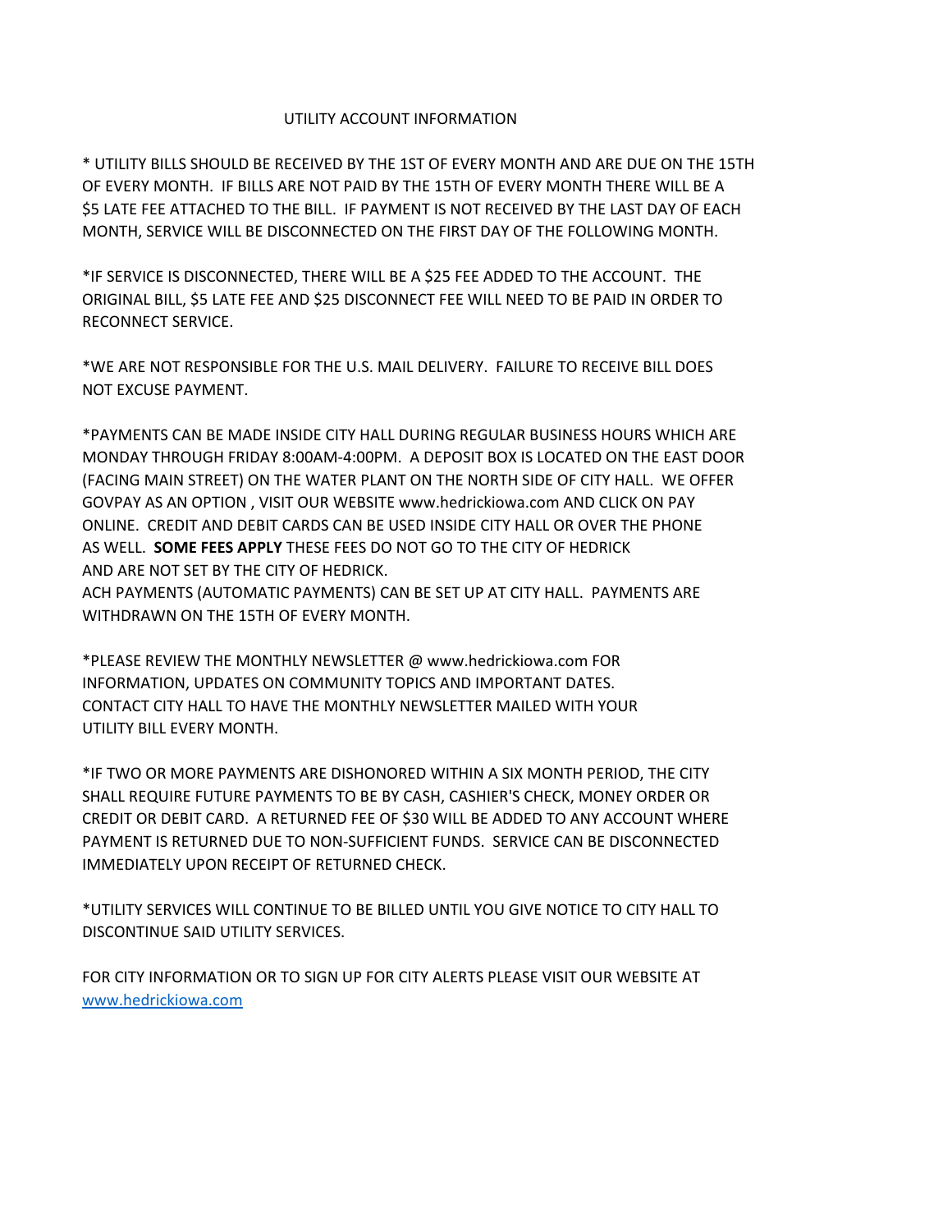# UTILITY ACCOUNT INFORMATION

* UTILITY BILLS SHOULD BE RECEIVED BY THE 1ST OF EVERY MONTH AND ARE DUE ON THE 15TH OF EVERY MONTH. IF BILLS ARE NOT PAID BY THE 15TH OF EVERY MONTH THERE WILL BE A $5 LATE FEE ATTACHED TO THE BILL. IF PAYMENT IS NOT RECEIVED BY THE LAST DAY OF EACH MONTH, SERVICE WILL BE DISCONNECTED ON THE FIRST DAY OF THE FOLLOWING MONTH.

*IF SERVICE IS DISCONNECTED, THERE WILL BE A $25 FEE ADDED TO THE ACCOUNT. THE ORIGINAL BILL, $5 LATE FEE AND $25 DISCONNECT FEE WILL NEED TO BE PAID IN ORDER TO RECONNECT SERVICE.

*WE ARE NOT RESPONSIBLE FOR THE U.S. MAIL DELIVERY. FAILURE TO RECEIVE BILL DOES NOT EXCUSE PAYMENT.

*PAYMENTS CAN BE MADE INSIDE CITY HALL DURING REGULAR BUSINESS HOURS WHICH ARE MONDAY THROUGH FRIDAY 8:00AM-4:00PM. A DEPOSIT BOX IS LOCATED ON THE EAST DOOR (FACING MAIN STREET) ON THE WATER PLANT ON THE NORTH SIDE OF CITY HALL. WE OFFER GOVPAY AS AN OPTION , VISIT OUR WEBSITE www.hedrickiowa.com AND CLICK ON PAY ONLINE. CREDIT AND DEBIT CARDS CAN BE USED INSIDE CITY HALL OR OVER THE PHONE AS WELL. **SOME FEES APPLY** THESE FEES DO NOT GO TO THE CITY OF HEDRICK AND ARE NOT SET BY THE CITY OF HEDRICK.
ACH PAYMENTS (AUTOMATIC PAYMENTS) CAN BE SET UP AT CITY HALL. PAYMENTS ARE WITHDRAWN ON THE 15TH OF EVERY MONTH.

*PLEASE REVIEW THE MONTHLY NEWSLETTER @ www.hedrickiowa.com FOR INFORMATION, UPDATES ON COMMUNITY TOPICS AND IMPORTANT DATES. CONTACT CITY HALL TO HAVE THE MONTHLY NEWSLETTER MAILED WITH YOUR UTILITY BILL EVERY MONTH.

*IF TWO OR MORE PAYMENTS ARE DISHONORED WITHIN A SIX MONTH PERIOD, THE CITY SHALL REQUIRE FUTURE PAYMENTS TO BE BY CASH, CASHIER'S CHECK, MONEY ORDER OR CREDIT OR DEBIT CARD. A RETURNED FEE OF $30 WILL BE ADDED TO ANY ACCOUNT WHERE PAYMENT IS RETURNED DUE TO NON-SUFFICIENT FUNDS. SERVICE CAN BE DISCONNECTED IMMEDIATELY UPON RECEIPT OF RETURNED CHECK.

*UTILITY SERVICES WILL CONTINUE TO BE BILLED UNTIL YOU GIVE NOTICE TO CITY HALL TO DISCONTINUE SAID UTILITY SERVICES.

FOR CITY INFORMATION OR TO SIGN UP FOR CITY ALERTS PLEASE VISIT OUR WEBSITE AT [www.hedrickiowa.com](http://www.hedrickiowa.com)